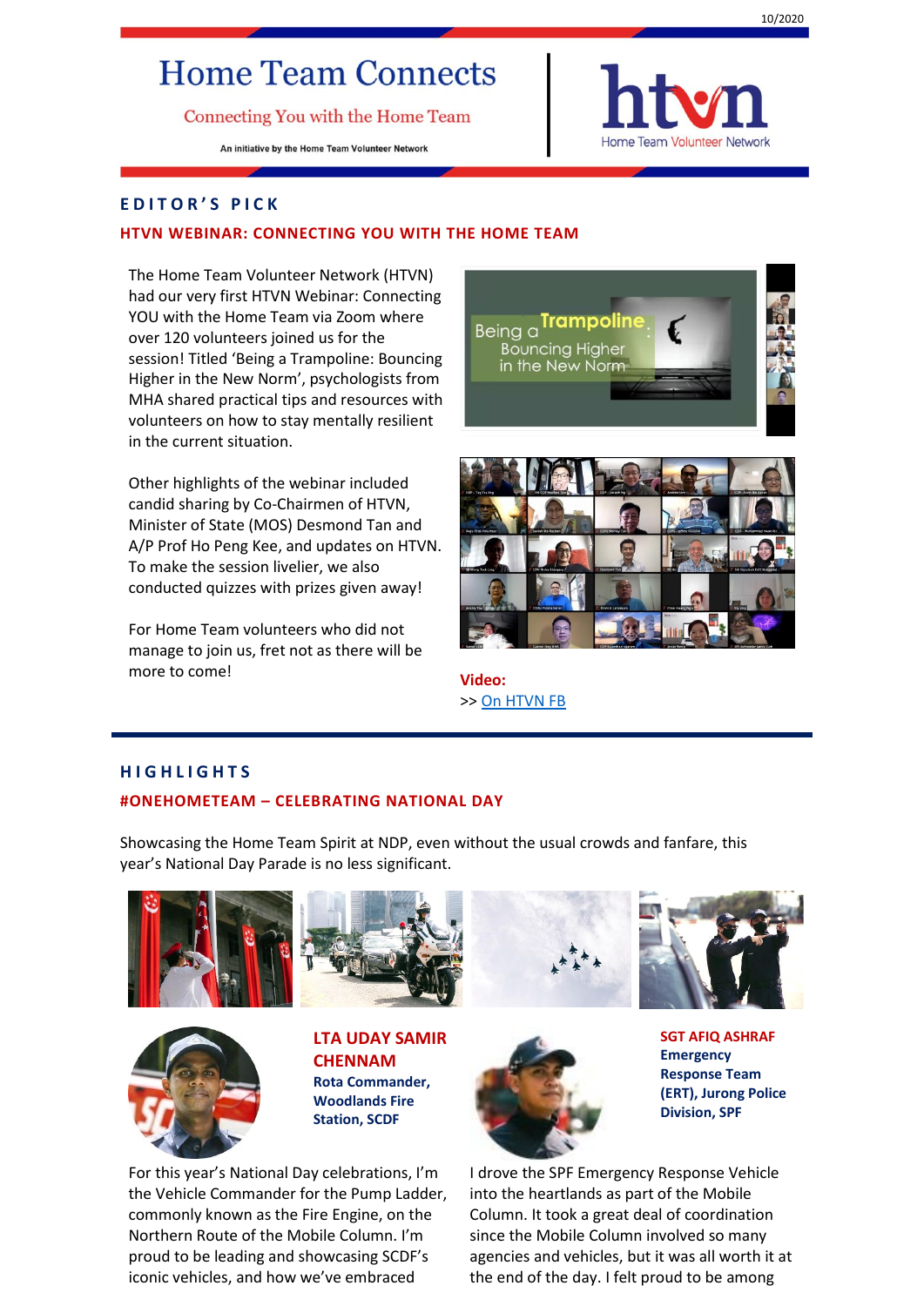10/2020

# Home Team Connects

Connecting You with the Home Team

An initiative by the Home Team Volunteer Network

htvn Home Team Volunteer Network

## EDITOR'S PICK

### HTVN WEBINAR: CONNECTING YOU WITH THE HOME TEAM

The Home Team Volunteer Network (HTVN) had our very first HTVN Webinar: Connecting YOU with the Home Team via Zoom where over 120 volunteers joined us for the session! Titled 'Being a Trampoline: Bouncing Higher in the New Norm', psychologists from MHA shared practical tips and resources with volunteers on how to stay mentally resilient in the current situation.

Other highlights of the webinar included candid sharing by Co-Chairmen of HTVN, Minister of State (MOS) Desmond Tan and A/P Prof Ho Peng Kee, and updates on HTVN. To make the session livelier, we also conducted quizzes with prizes given away!

For Home Team volunteers who did not manage to join us, fret not as there will be more to come!

**Video:**
>> On HTVN FB

## HIGHLIGHTS

### #ONEHOMETEAM – CELEBRATING NATIONAL DAY

Showcasing the Home Team Spirit at NDP, even without the usual crowds and fanfare, this year's National Day Parade is no less significant.

**LTA UDAY SAMIR CHENNAM**
**Rota Commander, Woodlands Fire Station, SCDF**

For this year's National Day celebrations, I'm the Vehicle Commander for the Pump Ladder, commonly known as the Fire Engine, on the Northern Route of the Mobile Column. I'm proud to be leading and showcasing SCDF's iconic vehicles, and how we've embraced

**SGT AFIQ ASHRAF**
**Emergency Response Team (ERT), Jurong Police Division, SPF**

I drove the SPF Emergency Response Vehicle into the heartlands as part of the Mobile Column. It took a great deal of coordination since the Mobile Column involved so many agencies and vehicles, but it was all worth it at the end of the day. I felt proud to be among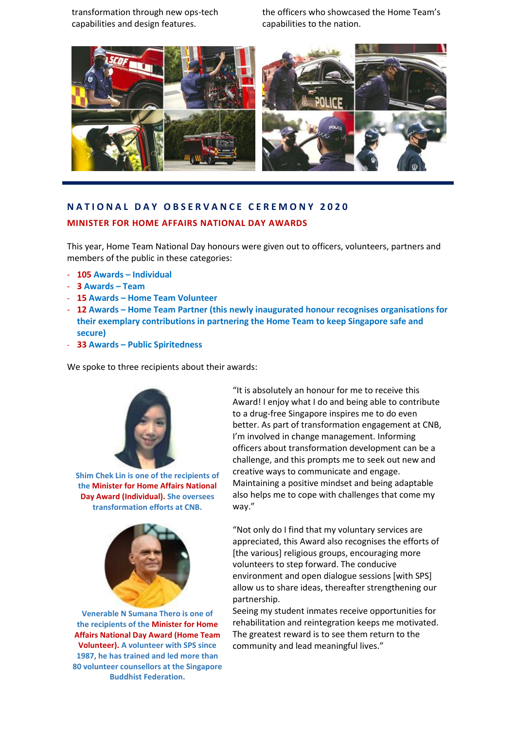transformation through new ops-tech capabilities and design features.

the officers who showcased the Home Team's capabilities to the nation.

## NATIONAL DAY OBSERVANCE CEREMONY 2020

### MINISTER FOR HOME AFFAIRS NATIONAL DAY AWARDS

This year, Home Team National Day honours were given out to officers, volunteers, partners and members of the public in these categories:

- **105 Awards – Individual**
- **3 Awards – Team**
- **15 Awards – Home Team Volunteer**
- **12 Awards – Home Team Partner (this newly inaugurated honour recognises organisations for their exemplary contributions in partnering the Home Team to keep Singapore safe and secure)**
- **33 Awards – Public Spiritedness**

We spoke to three recipients about their awards:

**Shim Chek Lin is one of the recipients of the Minister for Home Affairs National Day Award (Individual). She oversees transformation efforts at CNB.**

"It is absolutely an honour for me to receive this Award! I enjoy what I do and being able to contribute to a drug-free Singapore inspires me to do even better. As part of transformation engagement at CNB, I'm involved in change management. Informing officers about transformation development can be a challenge, and this prompts me to seek out new and creative ways to communicate and engage. Maintaining a positive mindset and being adaptable also helps me to cope with challenges that come my way."

**Venerable N Sumana Thero is one of the recipients of the Minister for Home Affairs National Day Award (Home Team Volunteer). A volunteer with SPS since 1987, he has trained and led more than 80 volunteer counsellors at the Singapore Buddhist Federation.**

"Not only do I find that my voluntary services are appreciated, this Award also recognises the efforts of [the various] religious groups, encouraging more volunteers to step forward. The conducive environment and open dialogue sessions [with SPS] allow us to share ideas, thereafter strengthening our partnership.
Seeing my student inmates receive opportunities for rehabilitation and reintegration keeps me motivated. The greatest reward is to see them return to the community and lead meaningful lives."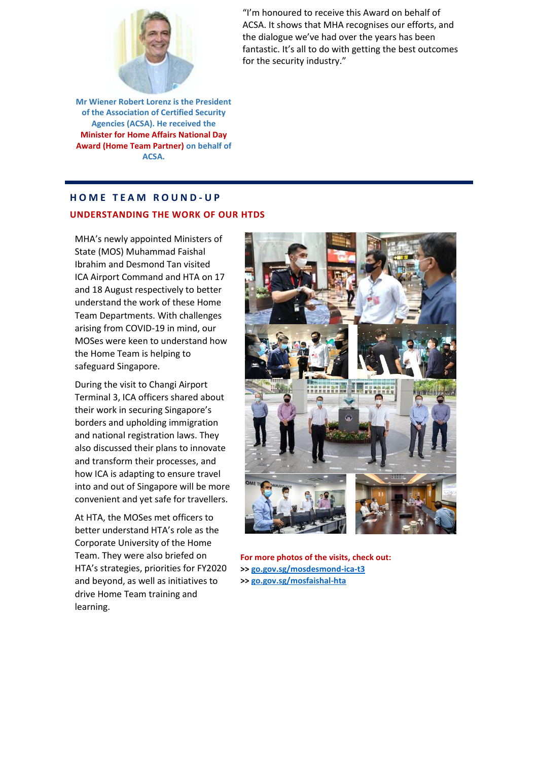**Mr Wiener Robert Lorenz is the President of the Association of Certified Security Agencies (ACSA). He received the Minister for Home Affairs National Day Award (Home Team Partner) on behalf of ACSA.**

"I'm honoured to receive this Award on behalf of ACSA. It shows that MHA recognises our efforts, and the dialogue we've had over the years has been fantastic. It's all to do with getting the best outcomes for the security industry."

## HOME TEAM ROUND-UP

### UNDERSTANDING THE WORK OF OUR HTDS

MHA's newly appointed Ministers of State (MOS) Muhammad Faishal Ibrahim and Desmond Tan visited ICA Airport Command and HTA on 17 and 18 August respectively to better understand the work of these Home Team Departments. With challenges arising from COVID-19 in mind, our MOSes were keen to understand how the Home Team is helping to safeguard Singapore.

During the visit to Changi Airport Terminal 3, ICA officers shared about their work in securing Singapore's borders and upholding immigration and national registration laws. They also discussed their plans to innovate and transform their processes, and how ICA is adapting to ensure travel into and out of Singapore will be more convenient and yet safe for travellers.

At HTA, the MOSes met officers to better understand HTA's role as the Corporate University of the Home Team. They were also briefed on HTA's strategies, priorities for FY2020 and beyond, as well as initiatives to drive Home Team training and learning.

**For more photos of the visits, check out:**

**>>** go.gov.sg/mosdesmond-ica-t3

**>>** go.gov.sg/mosfaishal-hta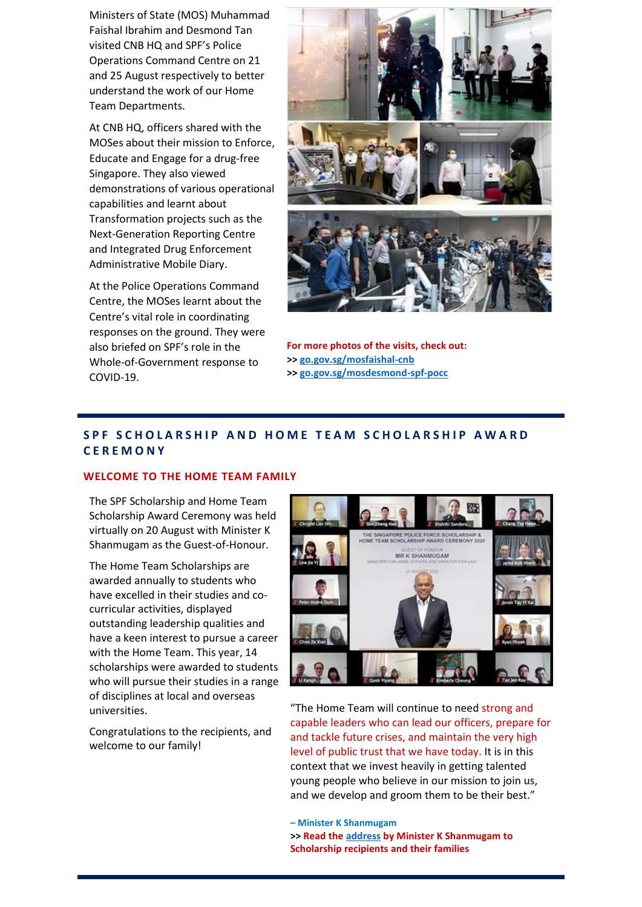Ministers of State (MOS) Muhammad Faishal Ibrahim and Desmond Tan visited CNB HQ and SPF's Police Operations Command Centre on 21 and 25 August respectively to better understand the work of our Home Team Departments.

At CNB HQ, officers shared with the MOSes about their mission to Enforce, Educate and Engage for a drug-free Singapore. They also viewed demonstrations of various operational capabilities and learnt about Transformation projects such as the Next-Generation Reporting Centre and Integrated Drug Enforcement Administrative Mobile Diary.

At the Police Operations Command Centre, the MOSes learnt about the Centre's vital role in coordinating responses on the ground. They were also briefed on SPF's role in the Whole-of-Government response to COVID-19.

**For more photos of the visits, check out:**
**>> go.gov.sg/mosfaishal-cnb**
**>> go.gov.sg/mosdesmond-spf-pocc**

## SPF SCHOLARSHIP AND HOME TEAM SCHOLARSHIP AWARD CEREMONY

### WELCOME TO THE HOME TEAM FAMILY

The SPF Scholarship and Home Team Scholarship Award Ceremony was held virtually on 20 August with Minister K Shanmugam as the Guest-of-Honour.

The Home Team Scholarships are awarded annually to students who have excelled in their studies and co-curricular activities, displayed outstanding leadership qualities and have a keen interest to pursue a career with the Home Team. This year, 14 scholarships were awarded to students who will pursue their studies in a range of disciplines at local and overseas universities.

Congratulations to the recipients, and welcome to our family!

"The Home Team will continue to need strong and capable leaders who can lead our officers, prepare for and tackle future crises, and maintain the very high level of public trust that we have today. It is in this context that we invest heavily in getting talented young people who believe in our mission to join us, and we develop and groom them to be their best."

**– Minister K Shanmugam**
**>> Read the address by Minister K Shanmugam to Scholarship recipients and their families**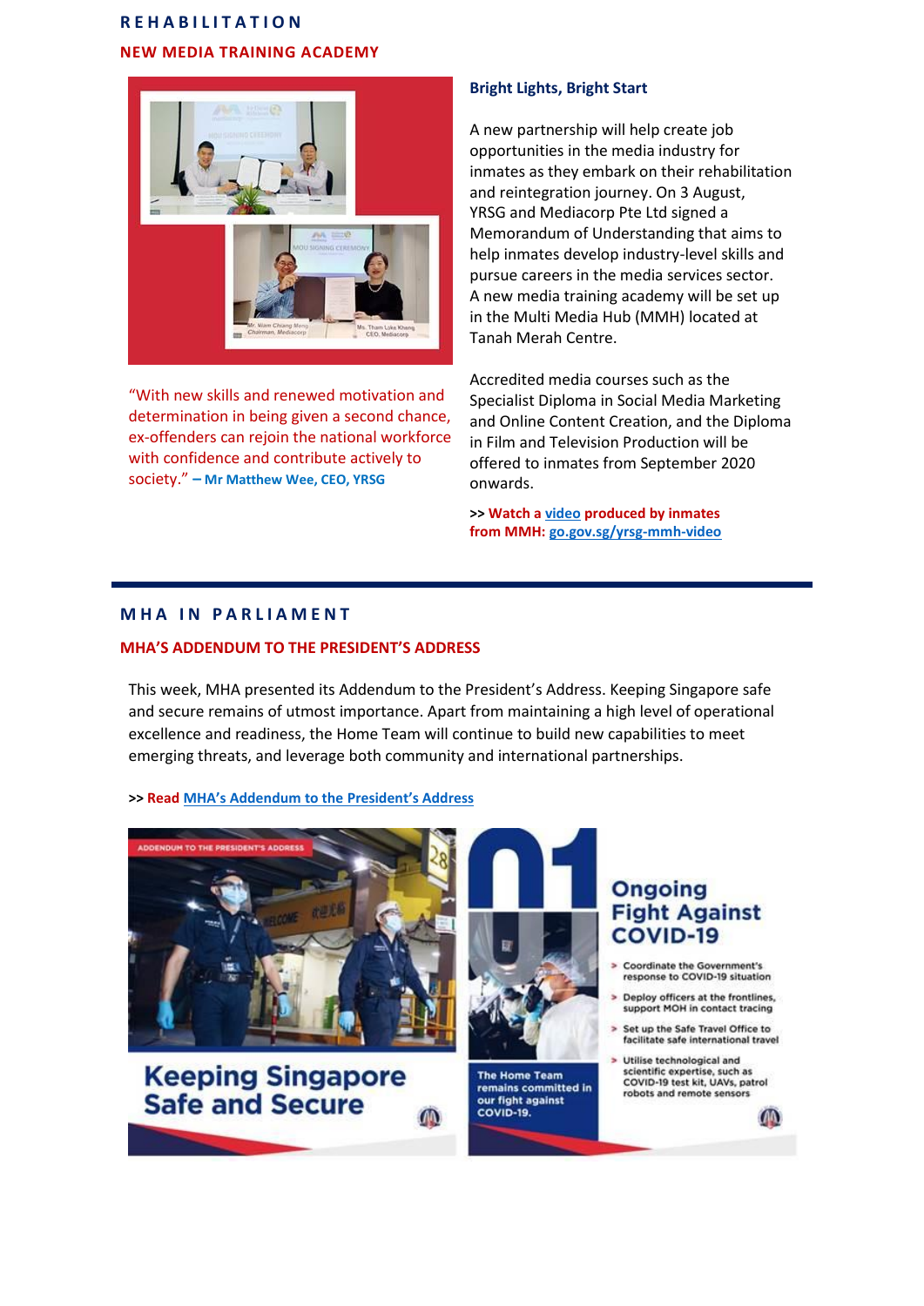# REHABILITATION

## NEW MEDIA TRAINING ACADEMY

"With new skills and renewed motivation and determination in being given a second chance, ex-offenders can rejoin the national workforce with confidence and contribute actively to society." **– Mr Matthew Wee, CEO, YRSG**

### Bright Lights, Bright Start

A new partnership will help create job opportunities in the media industry for inmates as they embark on their rehabilitation and reintegration journey. On 3 August, YRSG and Mediacorp Pte Ltd signed a Memorandum of Understanding that aims to help inmates develop industry-level skills and pursue careers in the media services sector. A new media training academy will be set up in the Multi Media Hub (MMH) located at Tanah Merah Centre.

Accredited media courses such as the Specialist Diploma in Social Media Marketing and Online Content Creation, and the Diploma in Film and Television Production will be offered to inmates from September 2020 onwards.

**>> Watch a [video](go.gov.sg/yrsg-mmh-video) produced by inmates from MMH: [go.gov.sg/yrsg-mmh-video](go.gov.sg/yrsg-mmh-video)**

---

# MHA IN PARLIAMENT

## MHA'S ADDENDUM TO THE PRESIDENT'S ADDRESS

This week, MHA presented its Addendum to the President's Address. Keeping Singapore safe and secure remains of utmost importance. Apart from maintaining a high level of operational excellence and readiness, the Home Team will continue to build new capabilities to meet emerging threats, and leverage both community and international partnerships.

**>> Read [MHA's Addendum to the President's Address](#)**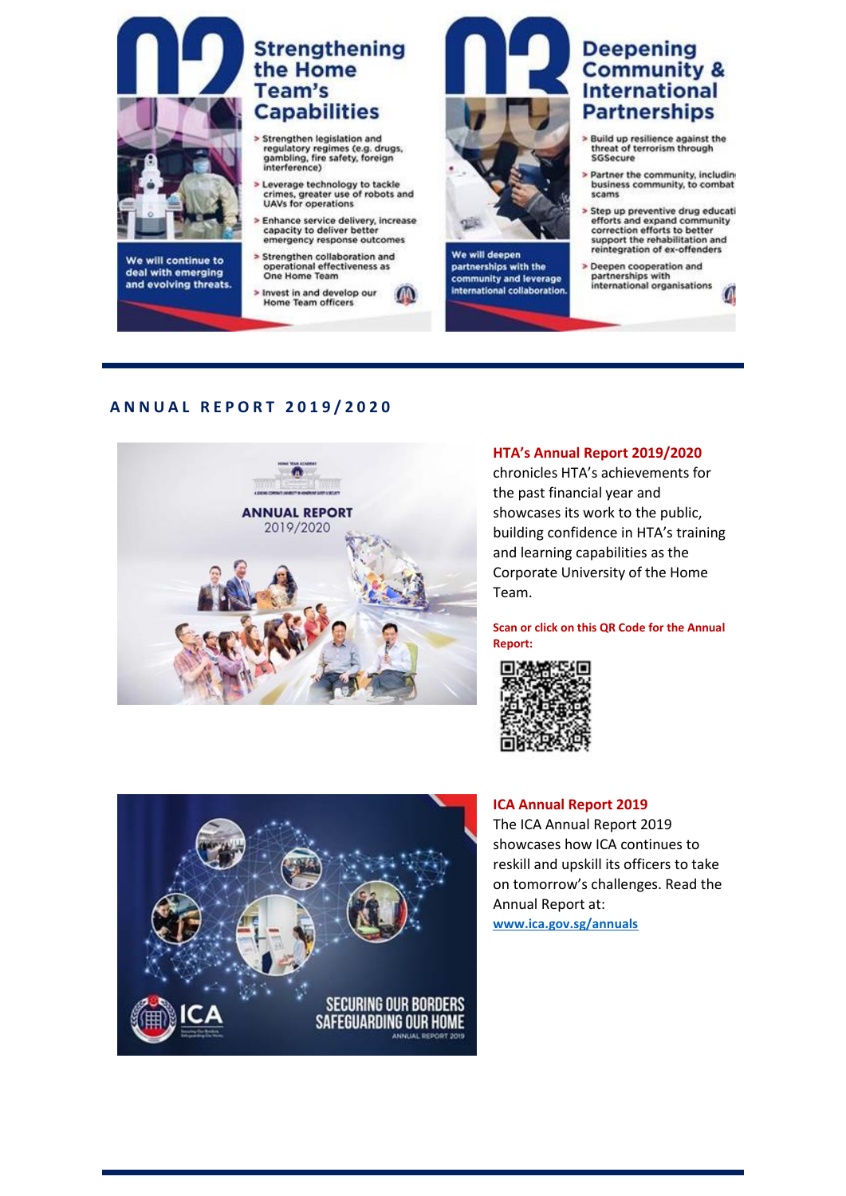## 02 Strengthening the Home Team's Capabilities

We will continue to deal with emerging and evolving threats.

- Strengthen legislation and regulatory regimes (e.g. drugs, gambling, fire safety, foreign interference)
- Leverage technology to tackle crimes, greater use of robots and UAVs for operations
- Enhance service delivery, increase capacity to deliver better emergency response outcomes
- Strengthen collaboration and operational effectiveness as One Home Team
- Invest in and develop our Home Team officers

## 03 Deepening Community & International Partnerships

We will deepen partnerships with the community and leverage international collaboration.

- Build up resilience against the threat of terrorism through SGSecure
- Partner the community, includin business community, to combat scams
- Step up preventive drug educati efforts and expand community correction efforts to better support the rehabilitation and reintegration of ex-offenders
- Deepen cooperation and partnerships with international organisations

---

## ANNUAL REPORT 2019/2020

**HTA's Annual Report 2019/2020** chronicles HTA's achievements for the past financial year and showcases its work to the public, building confidence in HTA's training and learning capabilities as the Corporate University of the Home Team.

**Scan or click on this QR Code for the Annual Report:**

**ICA Annual Report 2019**

The ICA Annual Report 2019 showcases how ICA continues to reskill and upskill its officers to take on tomorrow's challenges. Read the Annual Report at:
[www.ica.gov.sg/annuals](www.ica.gov.sg/annuals)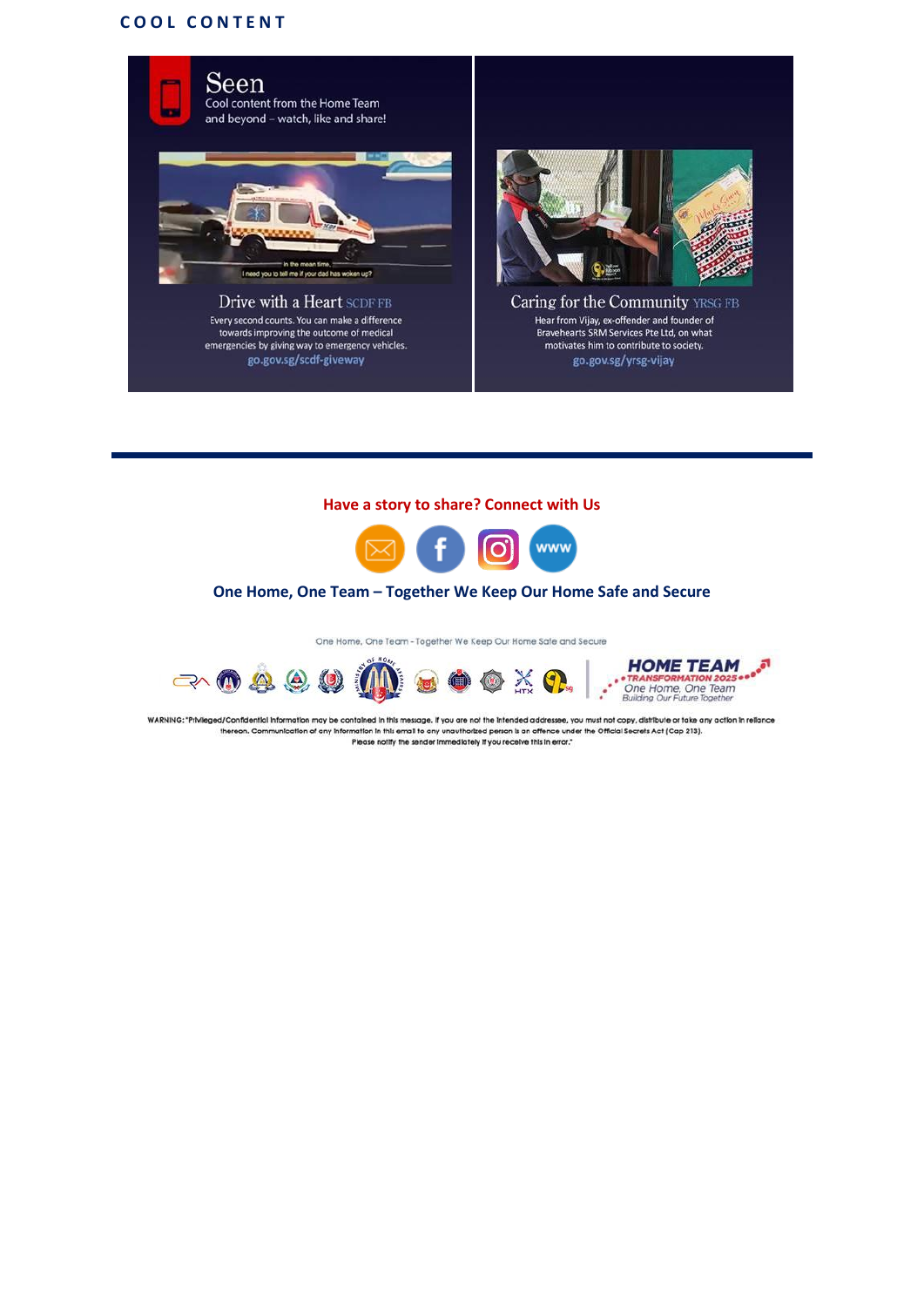## COOL CONTENT

**Seen**

Cool content from the Home Team and beyond – watch, like and share!

**Drive with a Heart** SCDF FB

Every second counts. You can make a difference towards improving the outcome of medical emergencies by giving way to emergency vehicles.

go.gov.sg/scdf-giveway

**Caring for the Community** YRSG FB

Hear from Vijay, ex-offender and founder of Bravehearts SRM Services Pte Ltd, on what motivates him to contribute to society.

go.gov.sg/yrsg-vijay

---

**Have a story to share? Connect with Us**

**One Home, One Team – Together We Keep Our Home Safe and Secure**

One Home, One Team - Together We Keep Our Home Safe and Secure

HOME TEAM TRANSFORMATION 2025 One Home, One Team Building Our Future Together

WARNING: "Privileged/Confidential Information may be contained in this message. If you are not the intended addressee, you must not copy, distribute or take any action in reliance thereon. Communication of any information in this email to any unauthorized person is an offence under the Official Secrets Act (Cap 213). Please notify the sender immediately if you receive this in error."